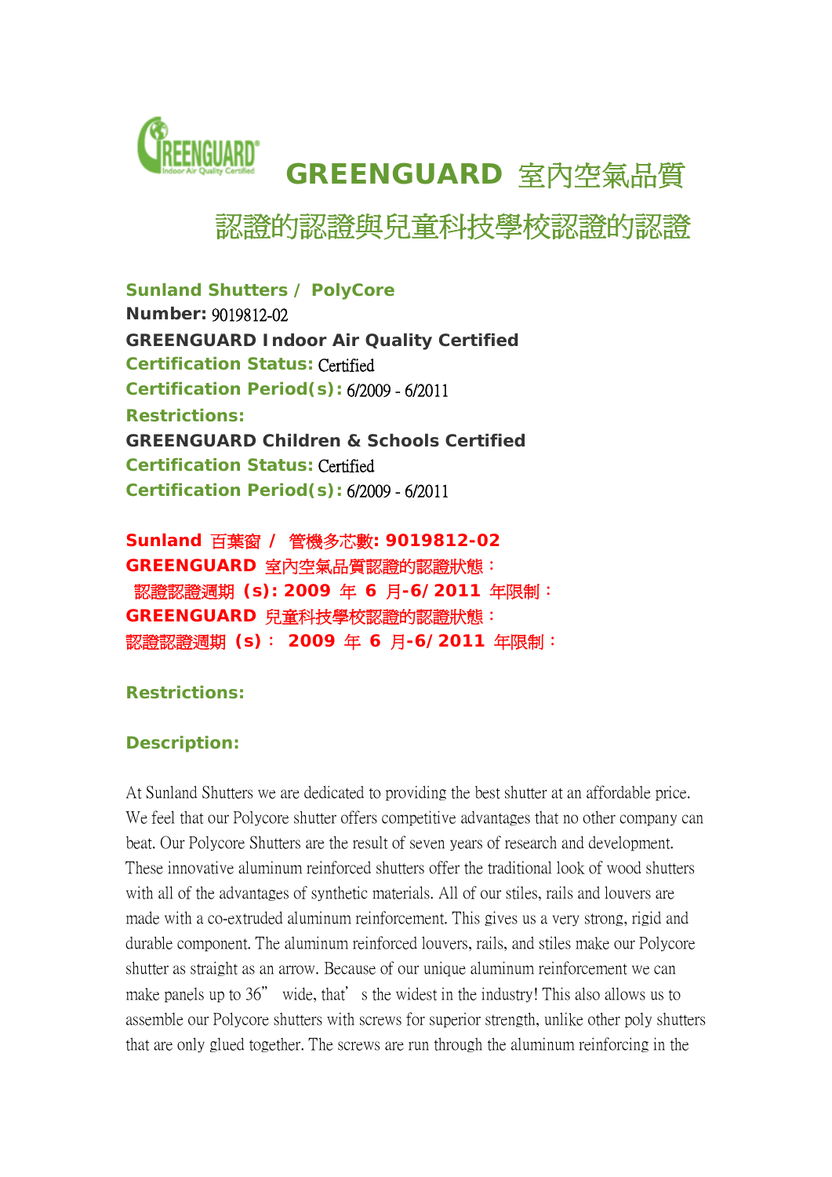# GREENGUARD 室內空氣品質認證的認證與兒童科技學校認證的認證

**Sunland Shutters / PolyCore**
**Number:** 9019812-02
**GREENGUARD Indoor Air Quality Certified**
**Certification Status:** Certified
**Certification Period(s):** 6/2009 - 6/2011
**Restrictions:**
**GREENGUARD Children & Schools Certified**
**Certification Status:** Certified
**Certification Period(s):** 6/2009 - 6/2011

**Sunland 百葉窗 / 管機多芯數: 9019812-02**
**GREENGUARD 室內空氣品質認證的認證狀態：**
**認證認證週期 (s): 2009 年 6 月-6/2011 年限制：**
**GREENGUARD 兒童科技學校認證的認證狀態：**
**認證認證週期 (s)： 2009 年 6 月-6/2011 年限制：**

**Restrictions:**

**Description:**

At Sunland Shutters we are dedicated to providing the best shutter at an affordable price. We feel that our Polycore shutter offers competitive advantages that no other company can beat. Our Polycore Shutters are the result of seven years of research and development. These innovative aluminum reinforced shutters offer the traditional look of wood shutters with all of the advantages of synthetic materials. All of our stiles, rails and louvers are made with a co-extruded aluminum reinforcement. This gives us a very strong, rigid and durable component. The aluminum reinforced louvers, rails, and stiles make our Polycore shutter as straight as an arrow. Because of our unique aluminum reinforcement we can make panels up to 36” wide, that’s the widest in the industry! This also allows us to assemble our Polycore shutters with screws for superior strength, unlike other poly shutters that are only glued together. The screws are run through the aluminum reinforcing in the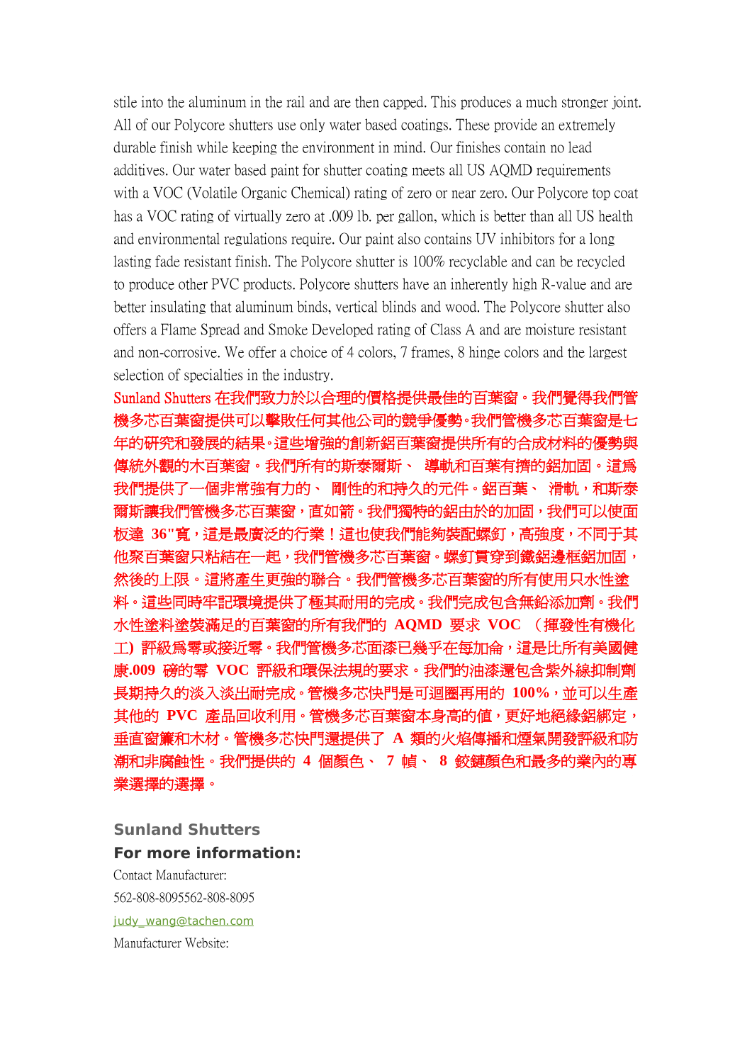stile into the aluminum in the rail and are then capped. This produces a much stronger joint. All of our Polycore shutters use only water based coatings. These provide an extremely durable finish while keeping the environment in mind. Our finishes contain no lead additives. Our water based paint for shutter coating meets all US AQMD requirements with a VOC (Volatile Organic Chemical) rating of zero or near zero. Our Polycore top coat has a VOC rating of virtually zero at .009 lb. per gallon, which is better than all US health and environmental regulations require. Our paint also contains UV inhibitors for a long lasting fade resistant finish. The Polycore shutter is 100% recyclable and can be recycled to produce other PVC products. Polycore shutters have an inherently high R-value and are better insulating that aluminum binds, vertical blinds and wood. The Polycore shutter also offers a Flame Spread and Smoke Developed rating of Class A and are moisture resistant and non-corrosive. We offer a choice of 4 colors, 7 frames, 8 hinge colors and the largest selection of specialties in the industry.

Sunland Shutters 在我們致力於以合理的價格提供最佳的百葉窗。我們覺得我們管機多芯百葉窗提供可以擊敗任何其他公司的競爭優勢。我們管機多芯百葉窗是七年的研究和發展的結果。這些增強的創新鋁百葉窗提供所有的合成材料的優勢與傳統外觀的木百葉窗。我們所有的斯泰爾斯、 導軌和百葉有擠的鋁加固。這爲我們提供了一個非常強有力的、 剛性的和持久的元件。鋁百葉、 滑軌，和斯泰爾斯讓我們管機多芯百葉窗，直如箭。我們獨特的鋁由於的加固，我們可以使面板達 36"寬，這是最廣泛的行業！這也使我們能夠裝配螺釘，高強度，不同于其他聚百葉窗只粘結在一起，我們管機多芯百葉窗。螺釘貫穿到鐵鋁邊框鋁加固，然後的上限。這將產生更強的聯合。我們管機多芯百葉窗的所有使用只水性塗料。這些同時牢記環境提供了極其耐用的完成。我們完成包含無鉛添加劑。我們水性塗料塗裝滿足的百葉窗的所有我們的 AQMD 要求 VOC （揮發性有機化工) 評級爲零或接近零。我們管機多芯面漆已幾乎在每加侖，這是比所有美國健康.009 磅的零 VOC 評級和環保法規的要求。我們的油漆還包含紫外線抑制劑長期持久的淡入淡出耐完成。管機多芯快門是可迴圈再用的 100%，並可以生產其他的 PVC 產品回收利用。管機多芯百葉窗本身高的值，更好地絕緣鋁綁定，垂直窗簾和木材。管機多芯快門還提供了 A 類的火焰傳播和煙氣開發評級和防潮和非腐蝕性。我們提供的 4 個顏色、 7 幀、 8 鉸鏈顏色和最多的業內的專業選擇的選擇。

**Sunland Shutters**

**For more information:**

Contact Manufacturer:

562-808-8095562-808-8095

judy_wang@tachen.com

Manufacturer Website: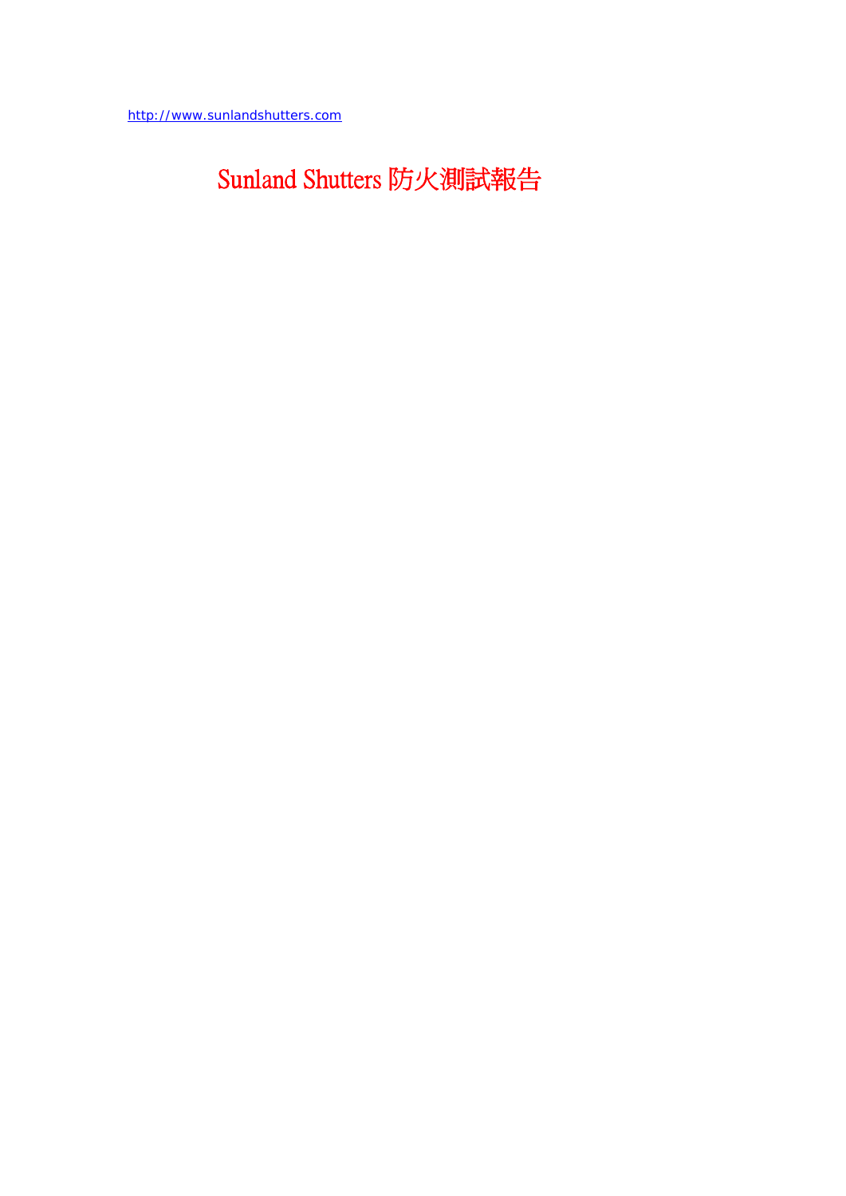http://www.sunlandshutters.com

# Sunland Shutters 防火測試報告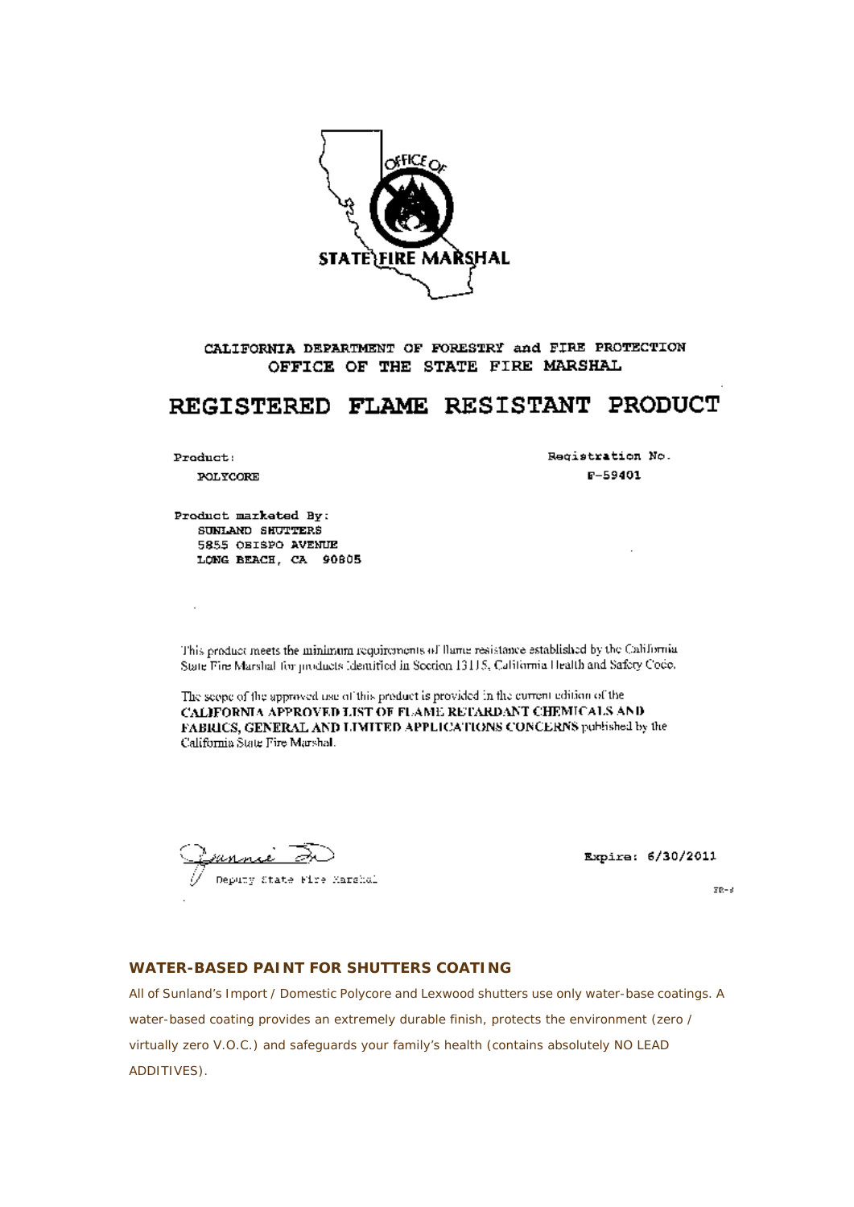OFFICE OF STATE FIRE MARSHAL

CALIFORNIA DEPARTMENT OF FORESTRY and FIRE PROTECTION
OFFICE OF THE STATE FIRE MARSHAL

# REGISTERED FLAME RESISTANT PRODUCT

**Product:**
POLYCORE

**Registration No.**
F-59401

**Product marketed By:**
SUNLAND SHUTTERS
5855 OBISPO AVENUE
LONG BEACH, CA 90805

This product meets the minimum requirements of flame resistance established by the California State Fire Marshal for products identified in Section 13115, California Health and Safety Code.

The scope of the approved use of this product is provided in the current edition of the **CALIFORNIA APPROVED LIST OF FLAME RETARDANT CHEMICALS AND FABRICS, GENERAL AND LIMITED APPLICATIONS CONCERNS** published by the California State Fire Marshal.

Deputy State Fire Marshal

Expire: 6/30/2011

FR-3

## WATER-BASED PAINT FOR SHUTTERS COATING

All of Sunland's Import / Domestic Polycore and Lexwood shutters use only water-base coatings. A water-based coating provides an extremely durable finish, protects the environment (zero / virtually zero V.O.C.) and safeguards your family's health (contains absolutely NO LEAD ADDITIVES).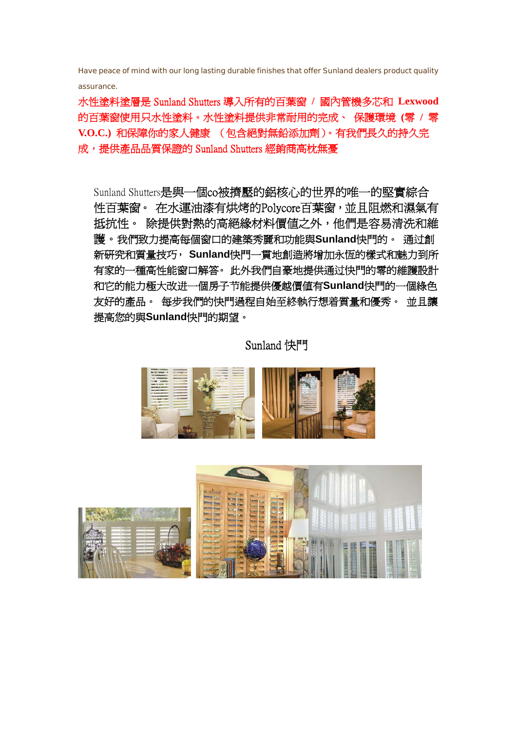Have peace of mind with our long lasting durable finishes that offer Sunland dealers product quality assurance.

水性塗料塗層是 Sunland Shutters 導入所有的百葉窗 / 國內管機多芯和 **Lexwood** 的百葉窗使用只水性塗料。水性塗料提供非常耐用的完成、 保護環境 **(**零 / 零 **V.O.C.)** 和保障你的家人健康 （包含絕對無鉛添加劑）。有我們長久的持久完成，提供產品品質保證的 Sunland Shutters 經銷商高枕無憂

Sunland Shutters是與一個co被擠壓的鋁核心的世界的唯一的堅實綜合性百葉窗。 在水運油漆有烘烤的Polycore百葉窗，並且阻燃和濕氣有抵抗性。 除提供對熱的高絕緣材料價值之外，他們是容易清洗和維護。我們致力提高每個窗口的建築秀麗和功能與**Sunland**快門的。 通过創新研究和質量技巧， **Sunland**快門一貫地創造將增加永恆的樣式和魅力到所有家的一種高性能窗口解答。 此外我們自豪地提供通过快門的零的維護設計和它的能力極大改进一個房子节能提供優越價值有**Sunland**快門的一個綠色友好的產品。 每步我們的快門過程自始至終執行想着質量和優秀。 並且讓提高您的與**Sunland**快門的期望。

Sunland 快門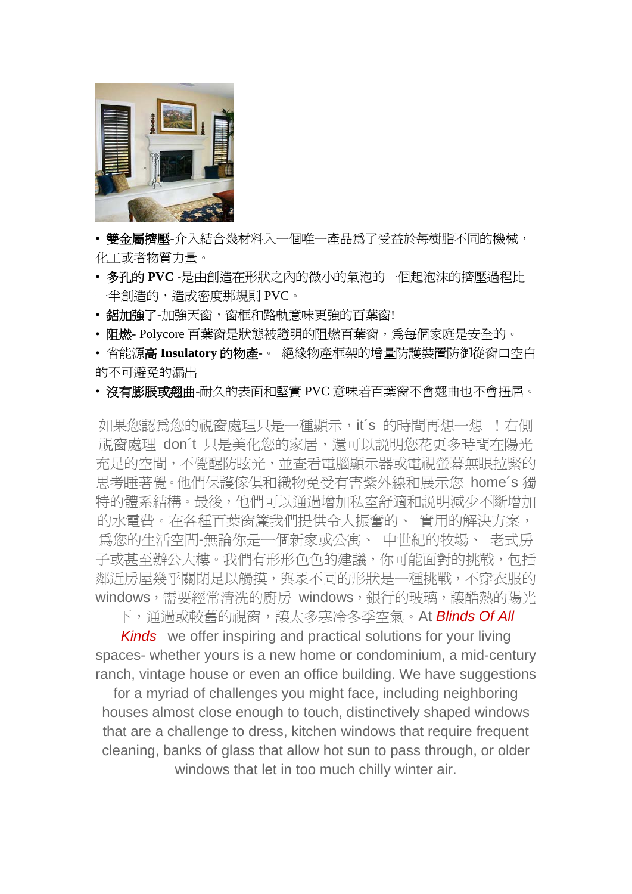- **雙金屬擠壓**-介入結合幾材料入一個唯一產品爲了受益於每樹脂不同的機械，化工或者物質力量。
- **多孔的 PVC** -是由創造在形狀之內的微小的氣泡的一個起泡沫的擠壓過程比一半創造的，造成密度那規則 PVC。
- **鋁加強了**-加強天窗，窗框和路軌意味更強的百葉窗!
- **阻燃**- Polycore 百葉窗是狀態被證明的阻燃百葉窗，爲每個家庭是安全的。
- 省能源**高 Insulatory 的物產**-。 絕緣物產框架的增量防護裝置防御從窗口空白的不可避免的漏出
- **沒有膨脹或翹曲**-耐久的表面和堅實 PVC 意味着百葉窗不會翹曲也不會扭屈。

如果您認爲您的視窗處理只是一種顯示，it´s 的時間再想一想 ！右側視窗處理 don´t 只是美化您的家居，還可以說明您花更多時間在陽光充足的空間，不覺醒防眩光，並查看電腦顯示器或電視螢幕無眼拉緊的思考睡著覺。他們保護傢俱和織物免受有害紫外線和展示您 home´s 獨特的體系結構。最後，他們可以通過增加私室舒適和說明減少不斷增加的水電費。在各種百葉窗簾我們提供令人振奮的、 實用的解決方案，爲您的生活空間-無論你是一個新家或公寓、 中世紀的牧場、 老式房子或甚至辦公大樓。我們有形形色色的建議，你可能面對的挑戰，包括鄰近房屋幾乎關閉足以觸摸，與眾不同的形狀是一種挑戰，不穿衣服的 windows，需要經常清洗的廚房 windows，銀行的玻璃，讓酷熱的陽光下，通過或較舊的視窗，讓太多寒冷冬季空氣。At *Blinds Of All Kinds* we offer inspiring and practical solutions for your living spaces- whether yours is a new home or condominium, a mid-century ranch, vintage house or even an office building. We have suggestions for a myriad of challenges you might face, including neighboring houses almost close enough to touch, distinctively shaped windows that are a challenge to dress, kitchen windows that require frequent cleaning, banks of glass that allow hot sun to pass through, or older windows that let in too much chilly winter air.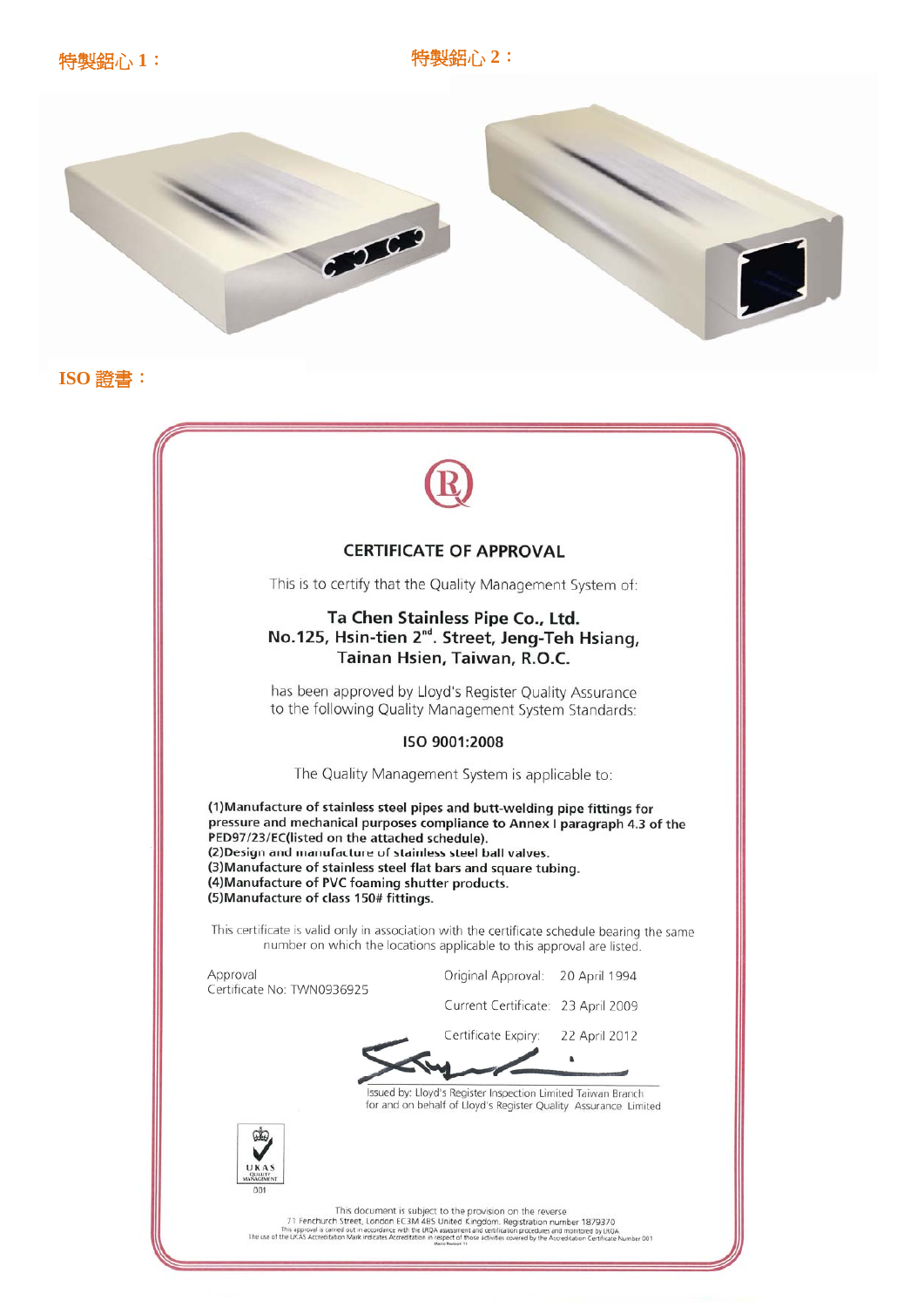特製鋁心 1：

特製鋁心 2：

ISO 證書：

## CERTIFICATE OF APPROVAL

This is to certify that the Quality Management System of:

**Ta Chen Stainless Pipe Co., Ltd.**
**No.125, Hsin-tien 2nd. Street, Jeng-Teh Hsiang,**
**Tainan Hsien, Taiwan, R.O.C.**

has been approved by Lloyd's Register Quality Assurance to the following Quality Management System Standards:

**ISO 9001:2008**

The Quality Management System is applicable to:

**(1)Manufacture of stainless steel pipes and butt-welding pipe fittings for pressure and mechanical purposes compliance to Annex I paragraph 4.3 of the PED97/23/EC(listed on the attached schedule).**
**(2)Design and manufacture of stainless steel ball valves.**
**(3)Manufacture of stainless steel flat bars and square tubing.**
**(4)Manufacture of PVC foaming shutter products.**
**(5)Manufacture of class 150# fittings.**

This certificate is valid only in association with the certificate schedule bearing the same number on which the locations applicable to this approval are listed.

Approval
Certificate No: TWN0936925

Original Approval: 20 April 1994

Current Certificate: 23 April 2009

Certificate Expiry: 22 April 2012

Issued by: Lloyd's Register Inspection Limited Taiwan Branch
for and on behalf of Lloyd's Register Quality Assurance Limited

UKAS QUALITY MANAGEMENT 001

This document is subject to the provision on the reverse
71 Fenchurch Street, London EC3M 4BS United Kingdom. Registration number 1879370
This approval is carried out in accordance with the LRQA assessment and certification procedures and monitored by LRQA.
The use of the UKAS Accreditation Mark indicates Accreditation in respect of those activities covered by the Accreditation Certificate Number 001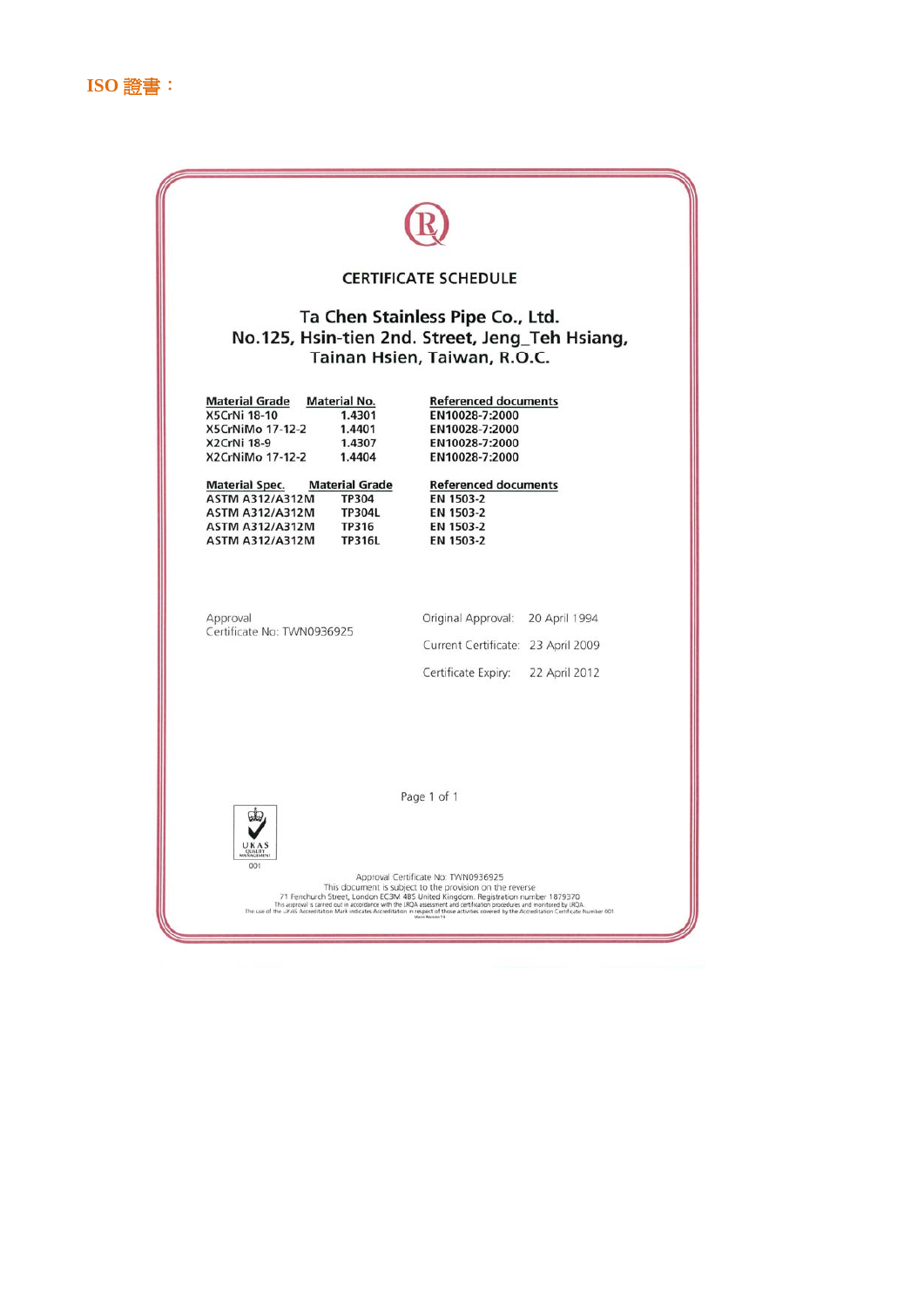**ISO 證書：**

## CERTIFICATE SCHEDULE

### Ta Chen Stainless Pipe Co., Ltd.
### No.125, Hsin-tien 2nd. Street, Jeng_Teh Hsiang, Tainan Hsien, Taiwan, R.O.C.

| Material Grade | Material No. | Referenced documents |
|---|---|---|
| X5CrNi 18-10 | 1.4301 | EN10028-7:2000 |
| X5CrNiMo 17-12-2 | 1.4401 | EN10028-7:2000 |
| X2CrNi 18-9 | 1.4307 | EN10028-7:2000 |
| X2CrNiMo 17-12-2 | 1.4404 | EN10028-7:2000 |

| Material Spec. | Material Grade | Referenced documents |
|---|---|---|
| ASTM A312/A312M | TP304 | EN 1503-2 |
| ASTM A312/A312M | TP304L | EN 1503-2 |
| ASTM A312/A312M | TP316 | EN 1503-2 |
| ASTM A312/A312M | TP316L | EN 1503-2 |

Approval
Certificate No: TWN0936925

Original Approval: 20 April 1994

Current Certificate: 23 April 2009

Certificate Expiry: 22 April 2012

UKAS QUALITY MANAGEMENT
001

Approval Certificate No: TWN0936925
This document is subject to the provision on the reverse
71 Fenchurch Street, London EC3M 4BS United Kingdom. Registration number 1879370
This approval is carried out in accordance with the LRQA assessment and certification procedures and monitored by LRQA.
The use of the UKAS Accreditation Mark indicates Accreditation in respect of those activities covered by the Accreditation Certificate Number 001